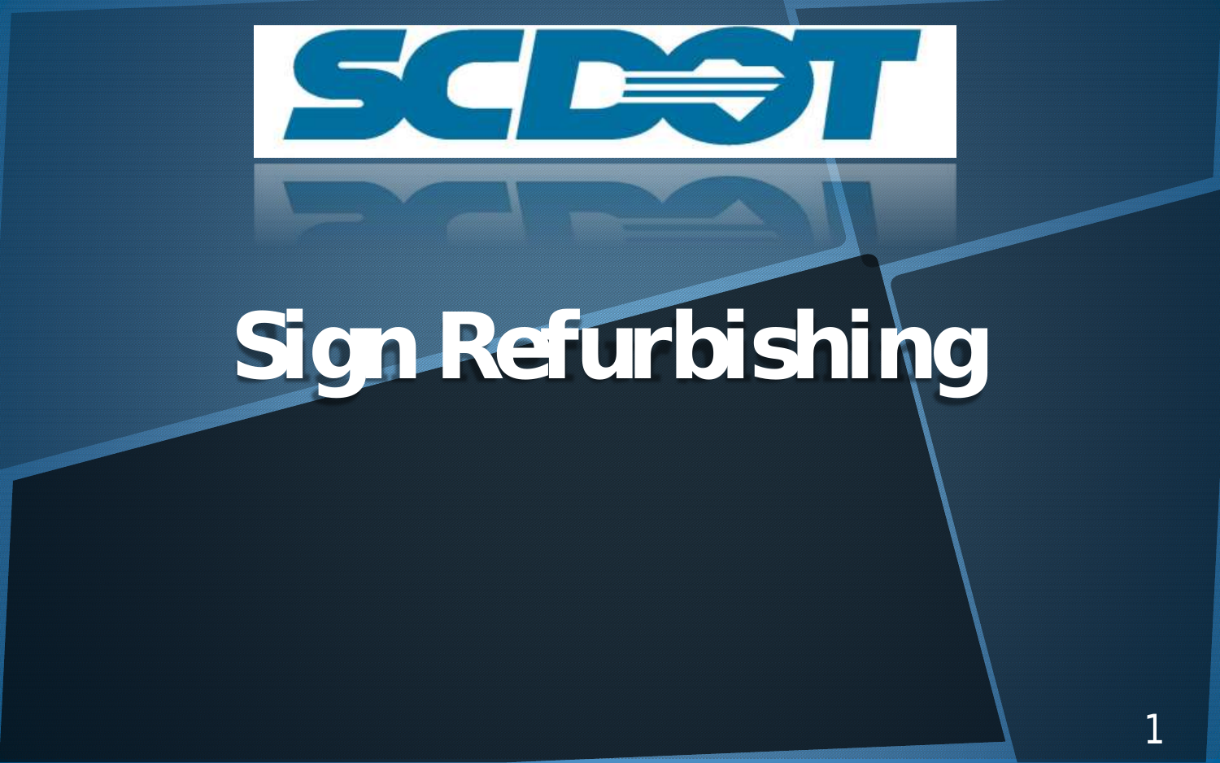SCDOT

# Sign Refurbishing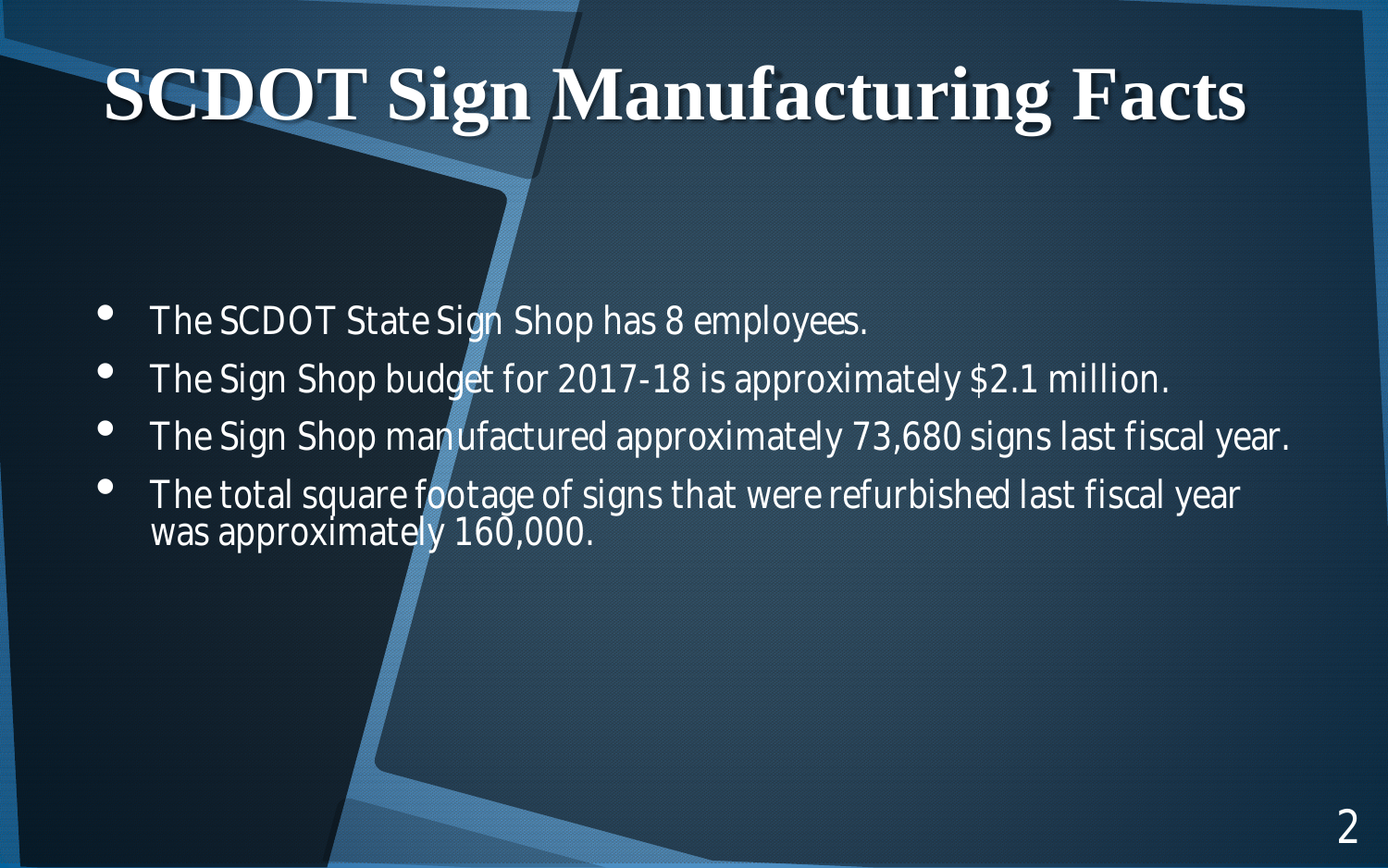# SCDOT Sign Manufacturing Facts

- The SCDOT State Sign Shop has 8 employees.
- The Sign Shop budget for 2017-18 is approximately $2.1 million.
- The Sign Shop manufactured approximately 73,680 signs last fiscal year.
- The total square footage of signs that were refurbished last fiscal year was approximately 160,000.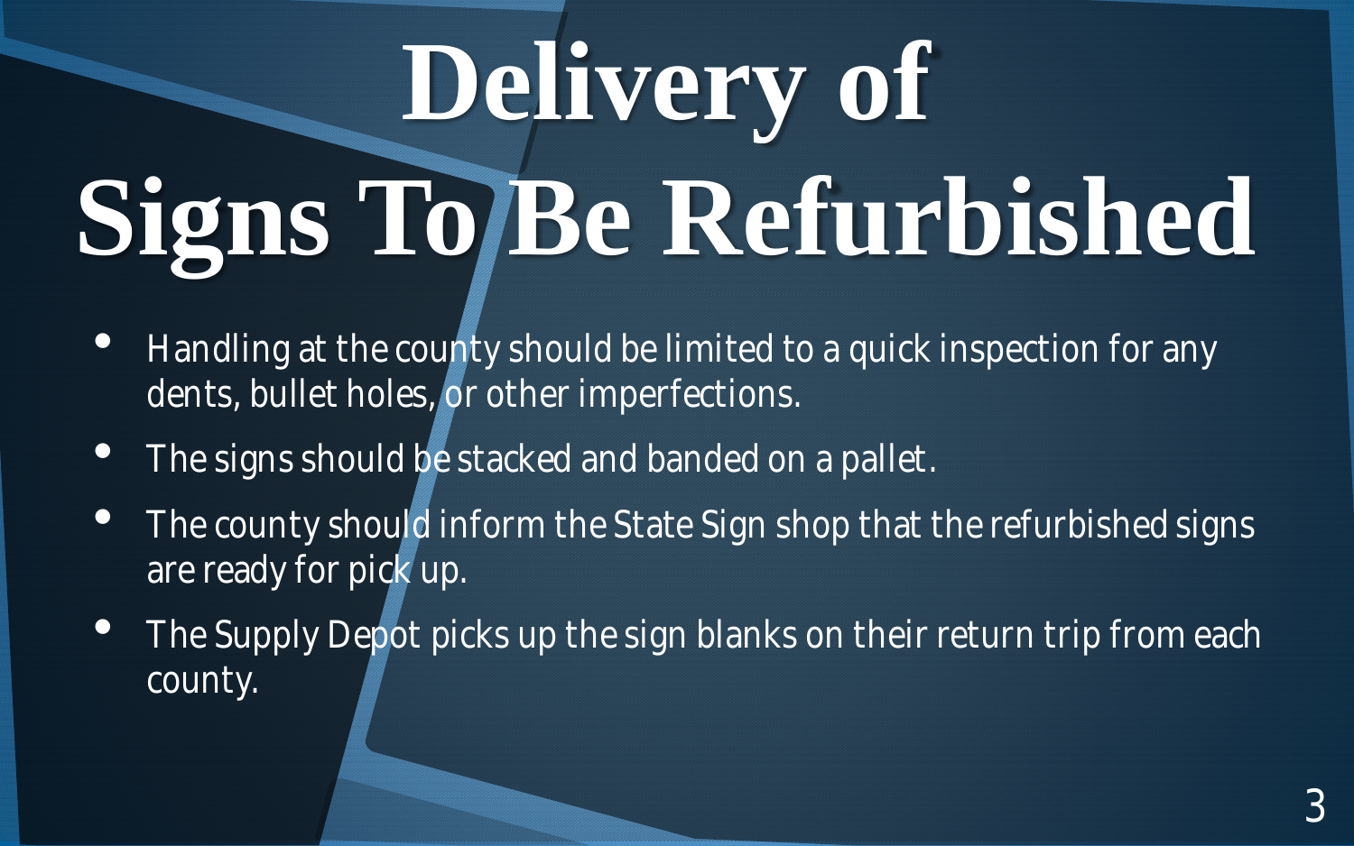# Delivery of Signs To Be Refurbished

- Handling at the county should be limited to a quick inspection for any dents, bullet holes, or other imperfections.
- The signs should be stacked and banded on a pallet.
- The county should inform the State Sign shop that the refurbished signs are ready for pick up.
- The Supply Depot picks up the sign blanks on their return trip from each county.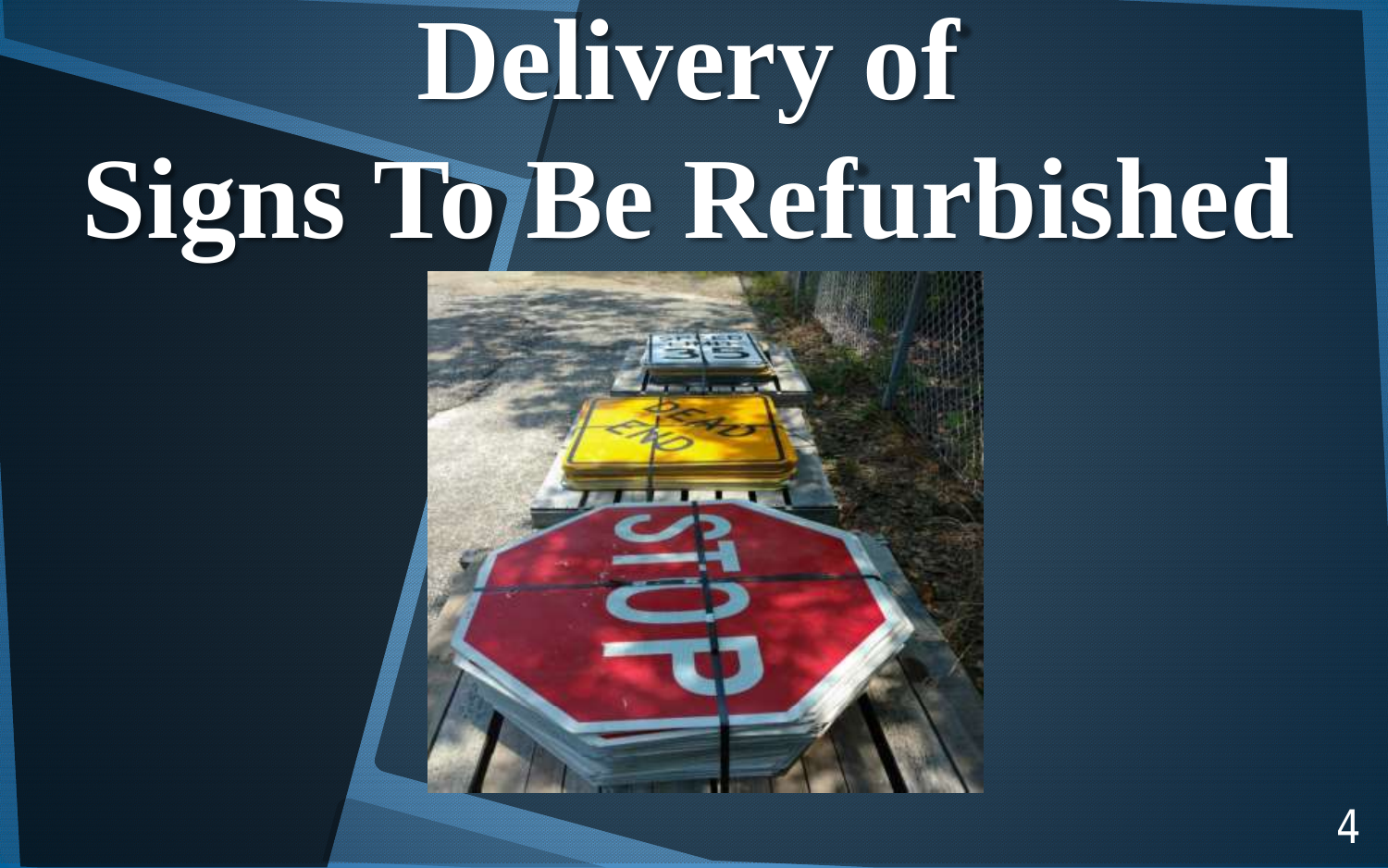# Delivery of Signs To Be Refurbished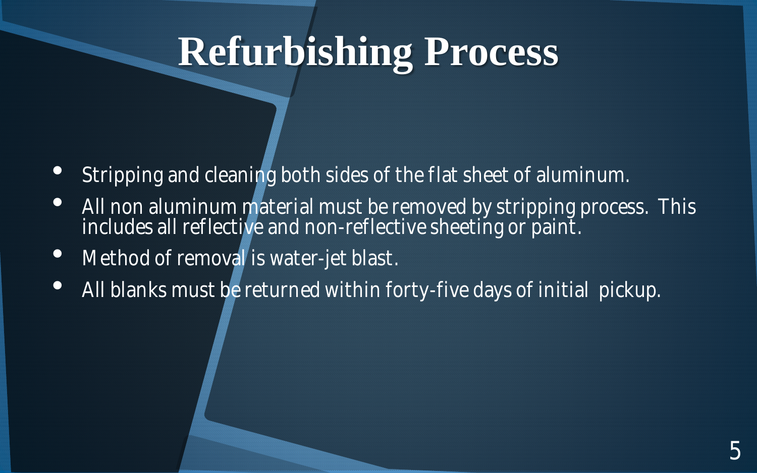# Refurbishing Process

- Stripping and cleaning both sides of the flat sheet of aluminum.
- All non aluminum material must be removed by stripping process. This includes all reflective and non-reflective sheeting or paint.
- Method of removal is water-jet blast.
- All blanks must be returned within forty-five days of initial pickup.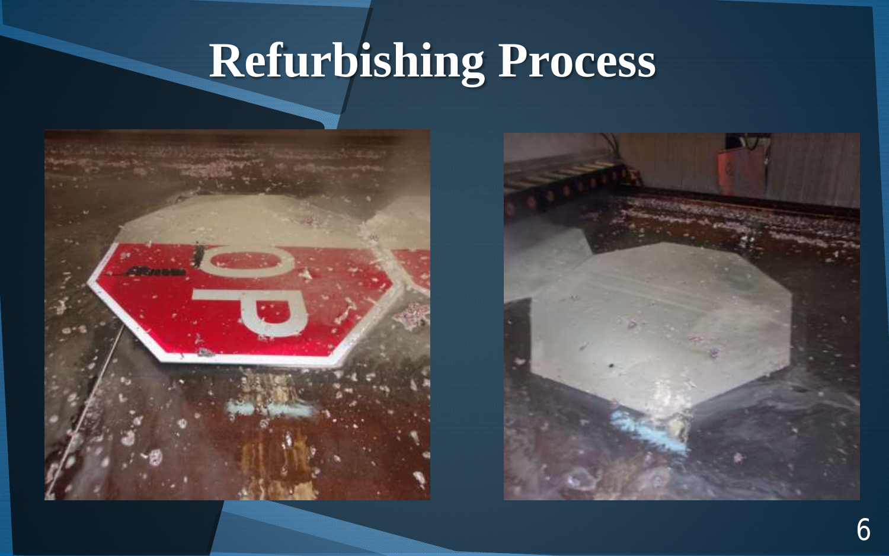# Refurbishing Process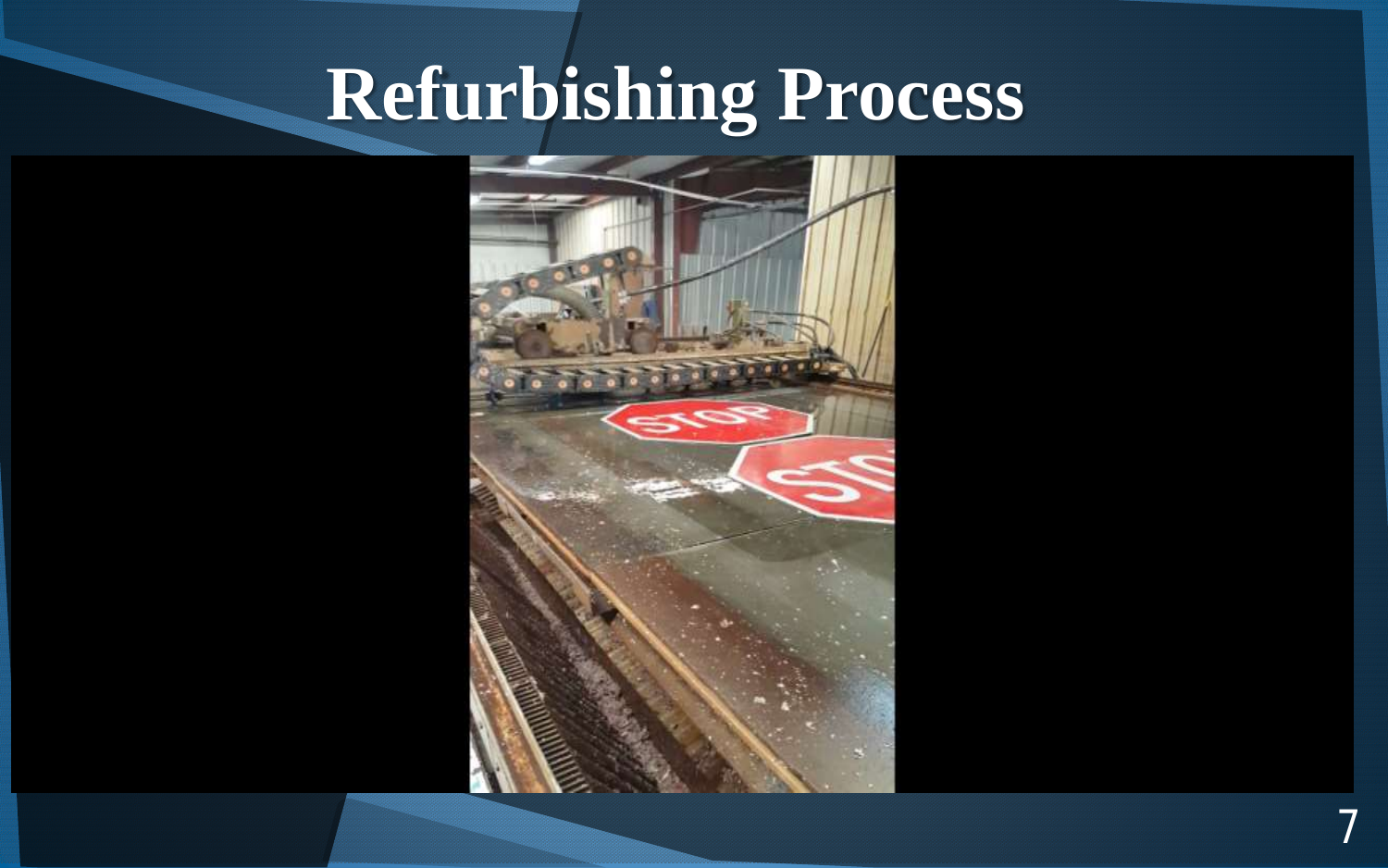# Refurbishing Process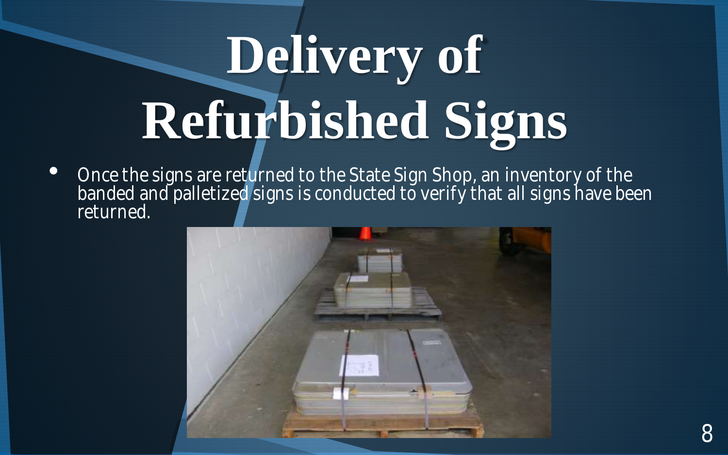# Delivery of Refurbished Signs

- Once the signs are returned to the State Sign Shop, an inventory of the banded and palletized signs is conducted to verify that all signs have been returned.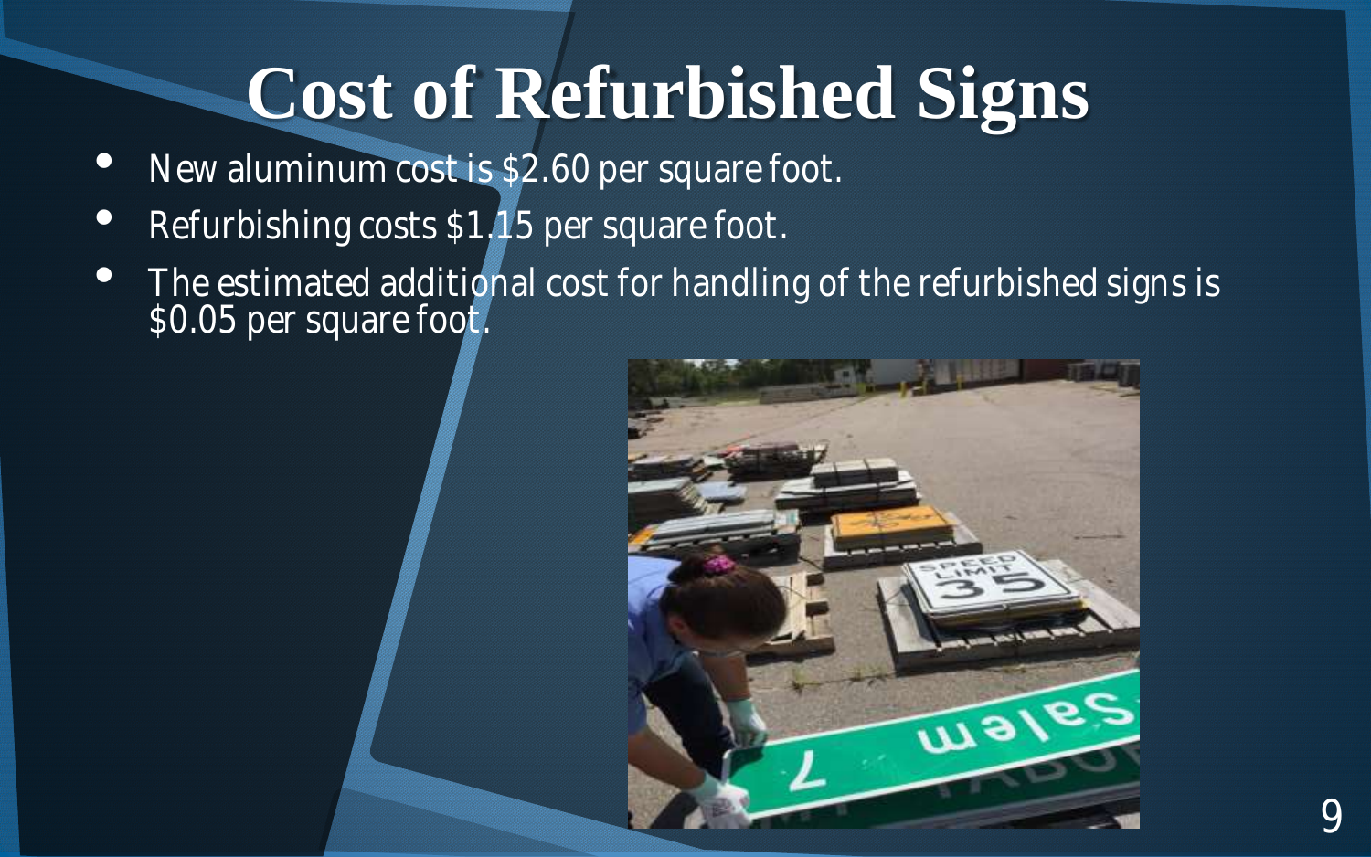# Cost of Refurbished Signs

- New aluminum cost is $2.60 per square foot.
- Refurbishing costs $1.15 per square foot.
- The estimated additional cost for handling of the refurbished signs is $0.05 per square foot.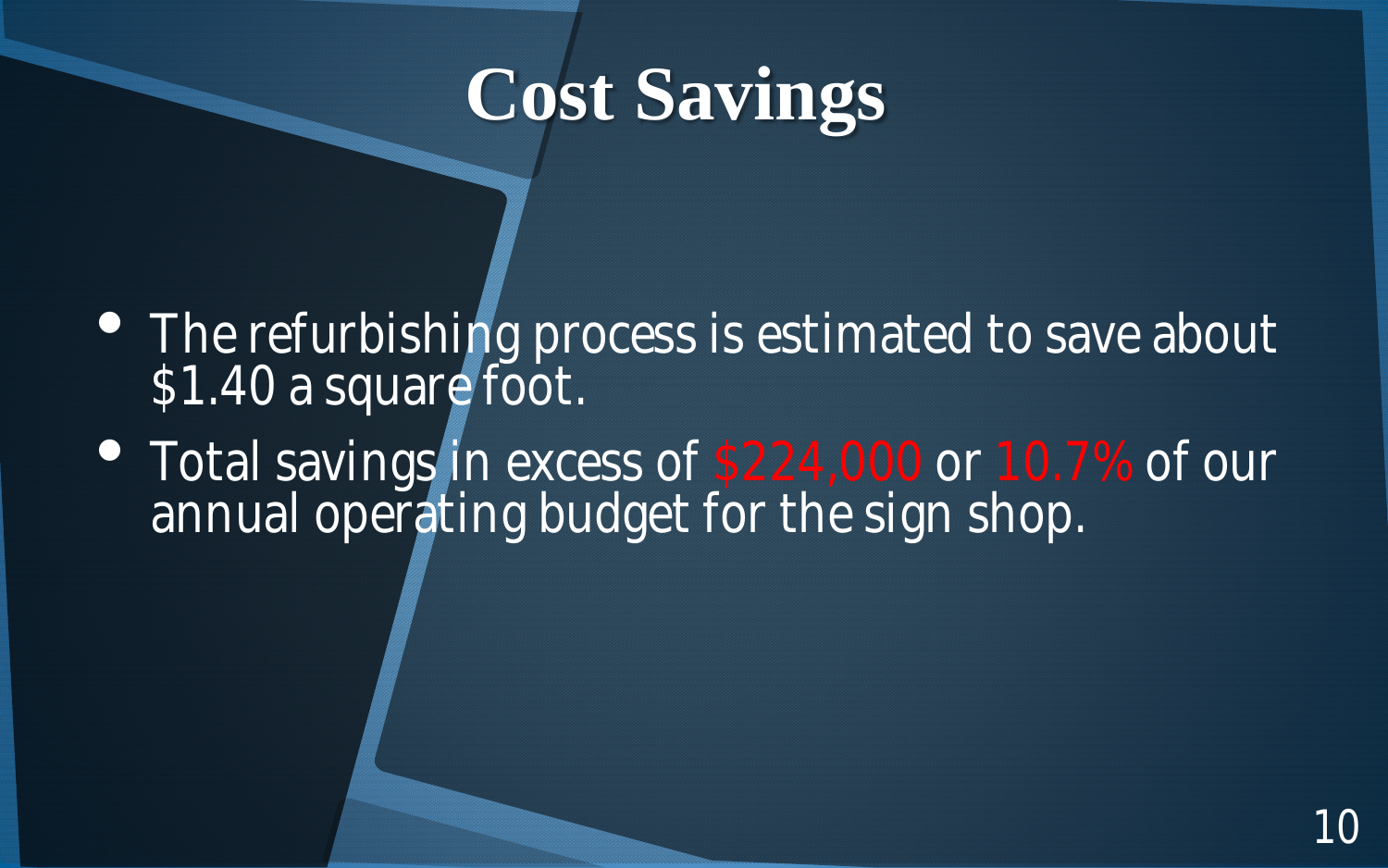# Cost Savings

- The refurbishing process is estimated to save about $1.40 a square foot.
- Total savings in excess of $224,000 or 10.7% of our annual operating budget for the sign shop.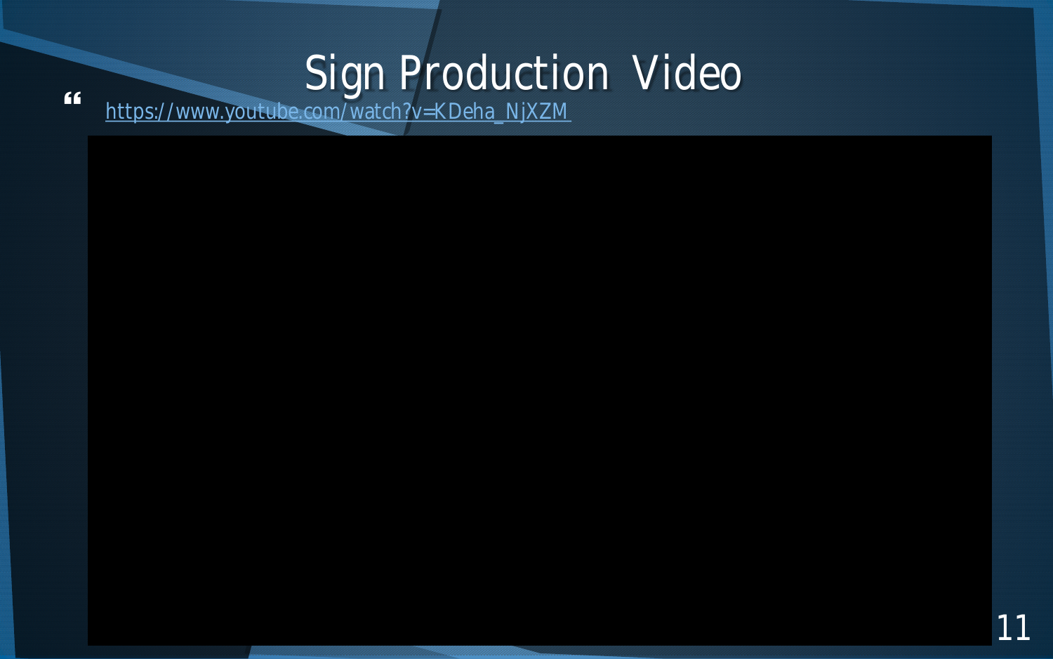# Sign Production Video

https://www.youtube.com/watch?v=KDeha_NjXZM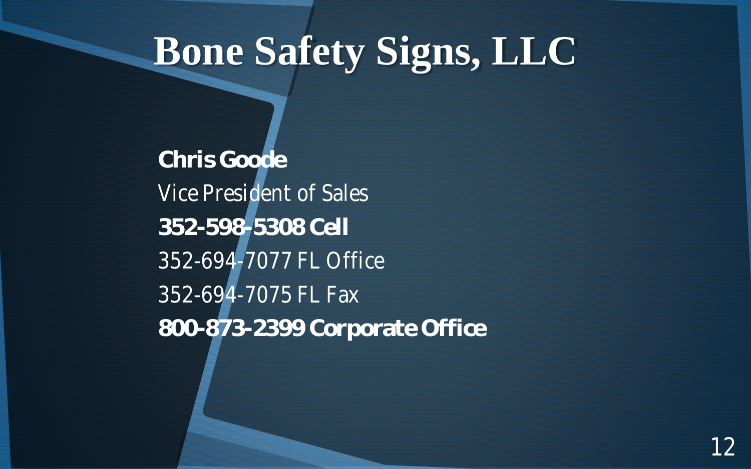# Bone Safety Signs, LLC

**Chris Goode**

Vice President of Sales

**352-598-5308 Cell**

352-694-7077 FL Office

352-694-7075 FL Fax

**800-873-2399 Corporate Office**